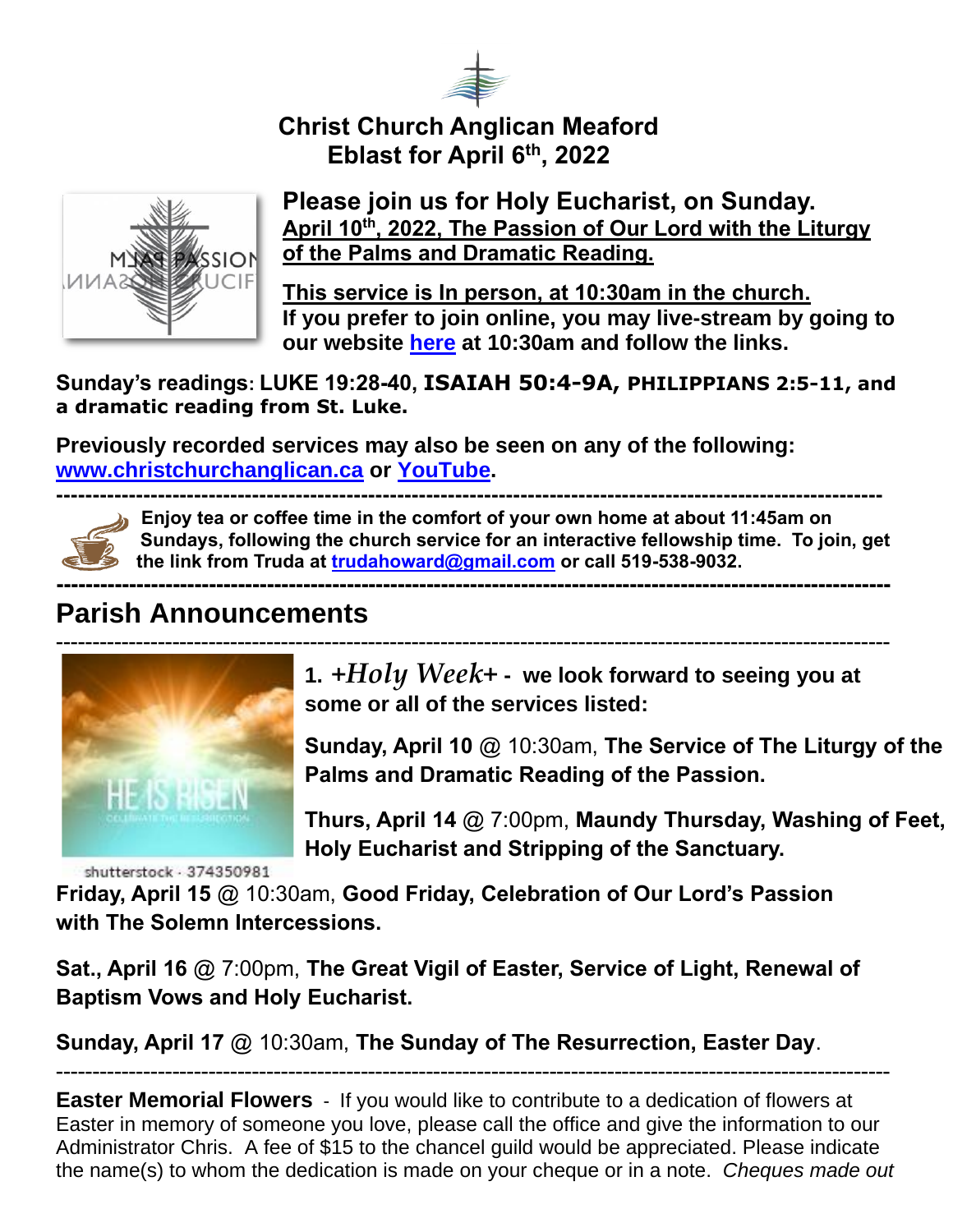# Christ Church Anglican Meaford
## Eblast for April 6th, 2022

**Please join us for Holy Eucharist, on Sunday.**
**April 10th, 2022, The Passion of Our Lord with the Liturgy of the Palms and Dramatic Reading.**

**This service is In person, at 10:30am in the church.**
**If you prefer to join online, you may live-stream by going to our website here at 10:30am and follow the links.**

**Sunday's readings: LUKE 19:28-40, ISAIAH 50:4-9A, PHILIPPIANS 2:5-11, and a dramatic reading from St. Luke.**

**Previously recorded services may also be seen on any of the following: www.christchurchanglican.ca or YouTube.**

---

**Enjoy tea or coffee time in the comfort of your own home at about 11:45am on Sundays, following the church service for an interactive fellowship time. To join, get the link from Truda at trudahoward@gmail.com or call 519-538-9032.**

---

## Parish Announcements

---

**1. *+Holy Week+* - we look forward to seeing you at some or all of the services listed:**

**Sunday, April 10** @ 10:30am, **The Service of The Liturgy of the Palms and Dramatic Reading of the Passion.**

**Thurs, April 14** @ 7:00pm, **Maundy Thursday, Washing of Feet, Holy Eucharist and Stripping of the Sanctuary.**

shutterstock · 374350981

**Friday, April 15** @ 10:30am, **Good Friday, Celebration of Our Lord's Passion with The Solemn Intercessions.**

**Sat., April 16** @ 7:00pm, **The Great Vigil of Easter, Service of Light, Renewal of Baptism Vows and Holy Eucharist.**

**Sunday, April 17** @ 10:30am, **The Sunday of The Resurrection, Easter Day**.

---

**Easter Memorial Flowers** - If you would like to contribute to a dedication of flowers at Easter in memory of someone you love, please call the office and give the information to our Administrator Chris. A fee of $15 to the chancel guild would be appreciated. Please indicate the name(s) to whom the dedication is made on your cheque or in a note. *Cheques made out*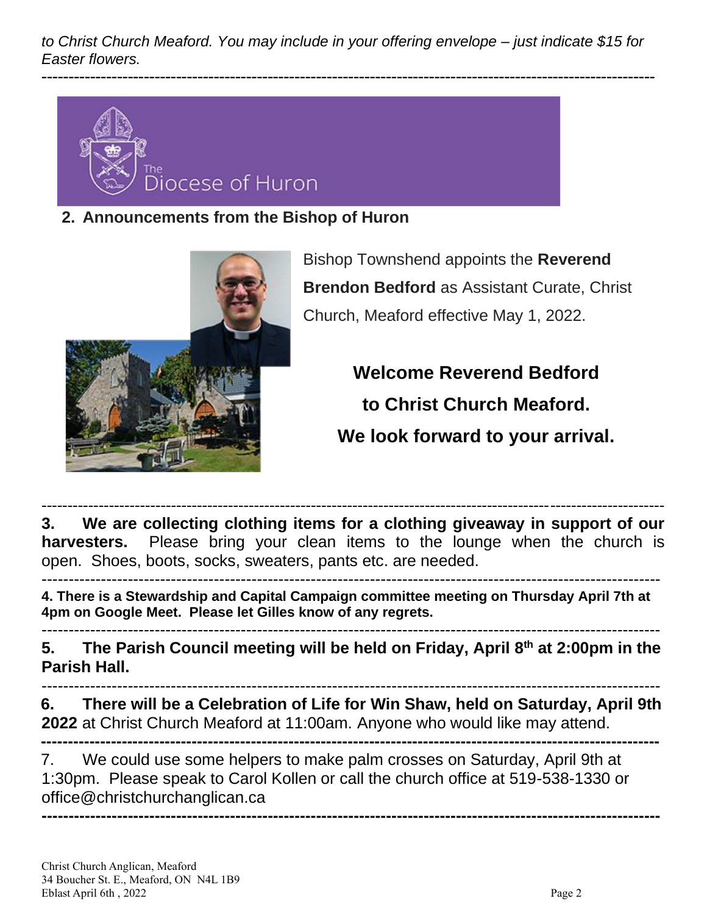*to Christ Church Meaford. You may include in your offering envelope – just indicate $15 for Easter flowers.*

---

The Diocese of Huron

## 2. Announcements from the Bishop of Huron

Bishop Townshend appoints the **Reverend Brendon Bedford** as Assistant Curate, Christ Church, Meaford effective May 1, 2022.

**Welcome Reverend Bedford**

**to Christ Church Meaford.**

**We look forward to your arrival.**

---

**3. We are collecting clothing items for a clothing giveaway in support of our harvesters.** Please bring your clean items to the lounge when the church is open. Shoes, boots, socks, sweaters, pants etc. are needed.

---

**4. There is a Stewardship and Capital Campaign committee meeting on Thursday April 7th at 4pm on Google Meet. Please let Gilles know of any regrets.**

---

**5. The Parish Council meeting will be held on Friday, April 8th at 2:00pm in the Parish Hall.**

---

**6. There will be a Celebration of Life for Win Shaw, held on Saturday, April 9th 2022** at Christ Church Meaford at 11:00am. Anyone who would like may attend.

---

7. We could use some helpers to make palm crosses on Saturday, April 9th at 1:30pm. Please speak to Carol Kollen or call the church office at 519-538-1330 or office@christchurchanglican.ca

---

Christ Church Anglican, Meaford
34 Boucher St. E., Meaford, ON N4L 1B9
Eblast April 6th , 2022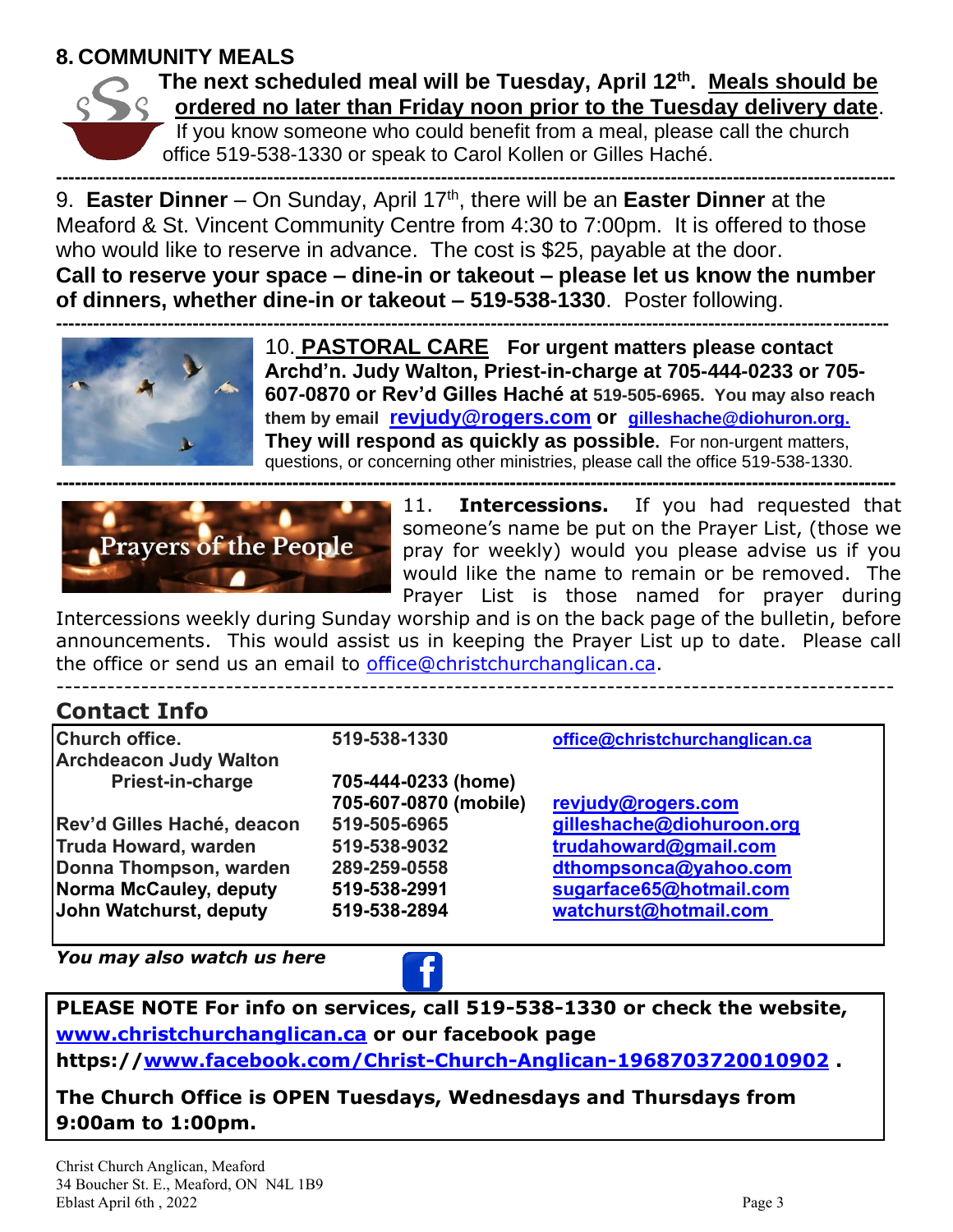## 8. COMMUNITY MEALS

**The next scheduled meal will be Tuesday, April 12th. Meals should be ordered no later than Friday noon prior to the Tuesday delivery date**. If you know someone who could benefit from a meal, please call the church office 519-538-1330 or speak to Carol Kollen or Gilles Haché.

---

9. **Easter Dinner** – On Sunday, April 17th, there will be an **Easter Dinner** at the Meaford & St. Vincent Community Centre from 4:30 to 7:00pm. It is offered to those who would like to reserve in advance. The cost is $25, payable at the door. **Call to reserve your space – dine-in or takeout – please let us know the number of dinners, whether dine-in or takeout – 519-538-1330**. Poster following.

---

10. **PASTORAL CARE** **For urgent matters please contact Archd'n. Judy Walton, Priest-in-charge at 705-444-0233 or 705-607-0870 or Rev'd Gilles Haché at 519-505-6965. You may also reach them by email revjudy@rogers.com or gilleshache@diohuron.org. They will respond as quickly as possible.** For non-urgent matters, questions, or concerning other ministries, please call the office 519-538-1330.

---

Prayers of the People

11. **Intercessions.** If you had requested that someone's name be put on the Prayer List, (those we pray for weekly) would you please advise us if you would like the name to remain or be removed. The Prayer List is those named for prayer during Intercessions weekly during Sunday worship and is on the back page of the bulletin, before announcements. This would assist us in keeping the Prayer List up to date. Please call the office or send us an email to office@christchurchanglican.ca.

---

## Contact Info

| | | |
|---|---|---|
| **Church office.** | **519-538-1330** | **office@christchurchanglican.ca** |
| **Archdeacon Judy Walton Priest-in-charge** | **705-444-0233 (home)** | |
| | **705-607-0870 (mobile)** | **revjudy@rogers.com** |
| **Rev'd Gilles Haché, deacon** | **519-505-6965** | **gilleshache@diohuroon.org** |
| **Truda Howard, warden** | **519-538-9032** | **trudahoward@gmail.com** |
| **Donna Thompson, warden** | **289-259-0558** | **dthompsonca@yahoo.com** |
| **Norma McCauley, deputy** | **519-538-2991** | **sugarface65@hotmail.com** |
| **John Watchurst, deputy** | **519-538-2894** | **watchurst@hotmail.com** |

***You may also watch us here***

**PLEASE NOTE For info on services, call 519-538-1330 or check the website, www.christchurchanglican.ca or our facebook page https://www.facebook.com/Christ-Church-Anglican-1968703720010902 .**

**The Church Office is OPEN Tuesdays, Wednesdays and Thursdays from 9:00am to 1:00pm.**

Christ Church Anglican, Meaford
34 Boucher St. E., Meaford, ON N4L 1B9
Eblast April 6th , 2022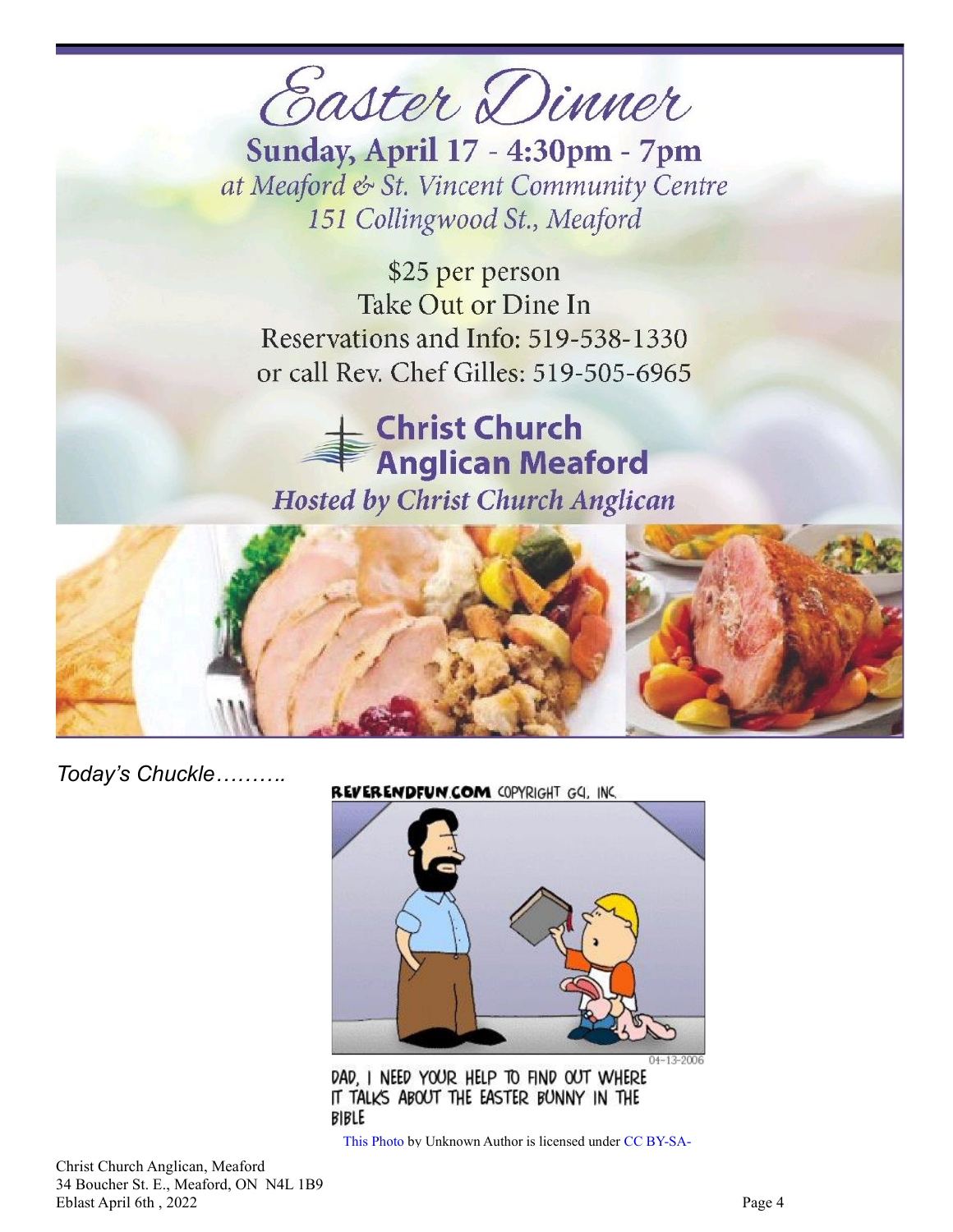# Easter Dinner

**Sunday, April 17 - 4:30pm - 7pm**

*at Meaford & St. Vincent Community Centre*
*151 Collingwood St., Meaford*

$25 per person
Take Out or Dine In
Reservations and Info: 519-538-1330
or call Rev. Chef Gilles: 519-505-6965

**Christ Church Anglican Meaford**

***Hosted by Christ Church Anglican***

*Today's Chuckle……….*

REVERENDFUN.COM COPYRIGHT GCI, INC.

04-13-2006

DAD, I NEED YOUR HELP TO FIND OUT WHERE IT TALKS ABOUT THE EASTER BUNNY IN THE BIBLE

This Photo by Unknown Author is licensed under CC BY-SA-

Christ Church Anglican, Meaford
34 Boucher St. E., Meaford, ON N4L 1B9
Eblast April 6th , 2022